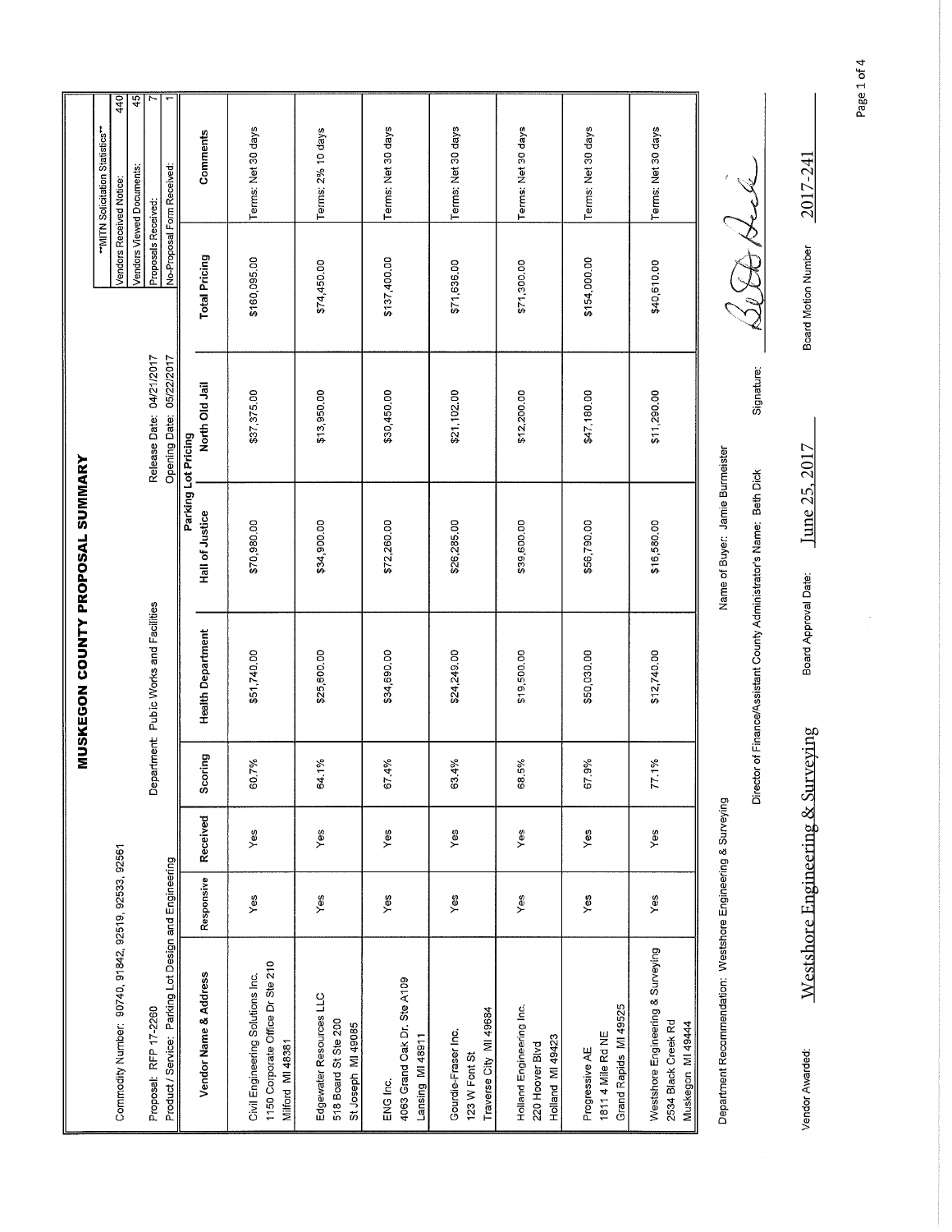# MUSKEGON COUNTY PROPOSAL SUMMARY

Commodity Number: 90740, 91842, 92519, 92533, 92561

Proposal: RFP 17-2260

Department: Pubic Works and Facilities

Release Date: 04/21/2017

Product / Service: Parking Lot Design and Engineering

Opening Date: 05/22/2017

| **MITN Solicitation Statistics** | |
|---|---|
| Vendors Received Notice: | 440 |
| Vendors Viewed Documents: | 45 |
| Proposals Received: | 7 |
| No-Proposal Form Received: | 1 |

| Vendor Name & Address | Responsive | Received | Scoring | Parking Lot Pricing | | | Total Pricing | Comments |
|---|---|---|---|---|---|---|---|---|
| | | | | Health Department | Hall of Justice | North Old Jail | | |
| Civil Engineering Solutions Inc. 1150 Corporate Office Dr Ste 210 Milford MI 48381 | Yes | Yes | 60.7% | $51,740.00 | $70,980.00 | $37,375.00 | $160,095.00 | Terms: Net 30 days |
| Edgewater Resources LLC 518 Board St Ste 200 St Joseph MI 49085 | Yes | Yes | 64.1% | $25,600.00 | $34,900.00 | $13,950.00 | $74,450.00 | Terms: 2% 10 days |
| ENG Inc. 4063 Grand Oak Dr. Ste A109 Lansing MI 48911 | Yes | Yes | 67.4% | $34,690.00 | $72,260.00 | $30,450.00 | $137,400.00 | Terms: Net 30 days |
| Gourdie-Fraser Inc. 123 W Font St Traverse City MI 49684 | Yes | Yes | 63.4% | $24,249.00 | $26,285.00 | $21,102.00 | $71,636.00 | Terms: Net 30 days |
| Holland Engineering Inc. 220 Hoover Blvd Holland MI 49423 | Yes | Yes | 68.5% | $19,500.00 | $39,600.00 | $12,200.00 | $71,300.00 | Terms: Net 30 days |
| Progressive AE 1811 4 Mile Rd NE Grand Rapids MI 49525 | Yes | Yes | 67.9% | $50,030.00 | $56,790.00 | $47,180.00 | $154,000.00 | Terms: Net 30 days |
| Westshore Engineering & Surveying 2534 Black Creek Rd Muskegon MI 49444 | Yes | Yes | 77.1% | $12,740.00 | $16,580.00 | $11,290.00 | $40,610.00 | Terms: Net 30 days |

Department Recommendation: Westshore Engineering & Surveying

Name of Buyer: Jamie Burmeister

Director of Finance/Assistant County Administrator's Name: Beth Dick

Signature: Beth Dick

Vendor Awarded: Westshore Engineering & Surveying

Board Approval Date: June 25, 2017

Board Motion Number: 2017-241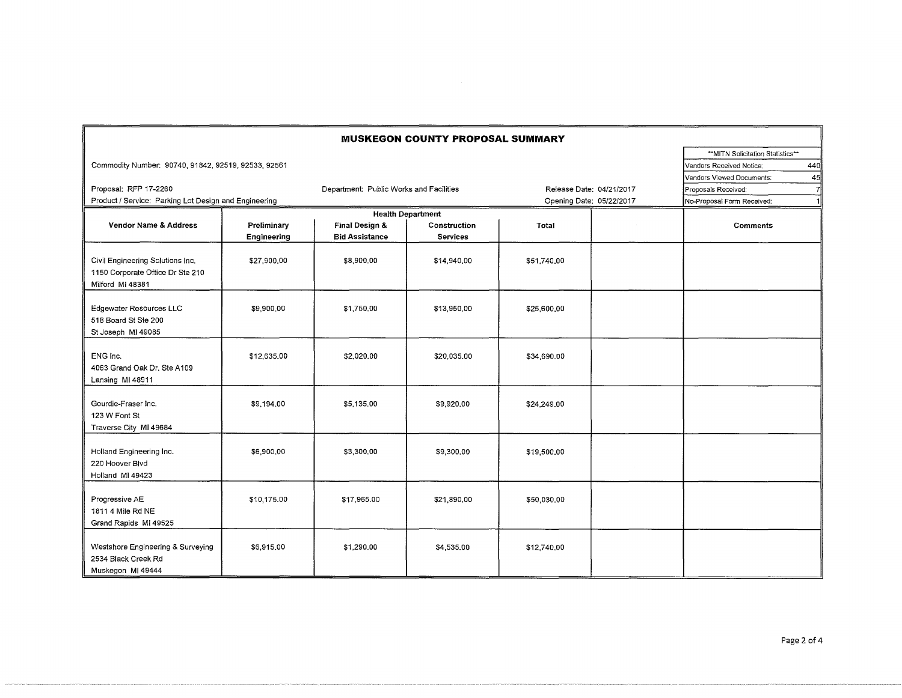# MUSKEGON COUNTY PROPOSAL SUMMARY

Commodity Number: 90740, 91842, 92519, 92533, 92561

Proposal: RFP 17-2260

Department: Public Works and Facilities

Product / Service: Parking Lot Design and Engineering

Release Date: 04/21/2017

Opening Date: 05/22/2017

| **MITN Solicitation Statistics** | |
|---|---|
| Vendors Received Notice: | 440 |
| Vendors Viewed Documents: | 45 |
| Proposals Received: | 7 |
| No-Proposal Form Received: | 1 |

| Vendor Name & Address | Health Department | | | | | Comments |
|---|---|---|---|---|---|---|
| | Preliminary Engineering | Final Design & Bid Assistance | Construction Services | Total | | |
| Civil Engineering Solutions Inc.<br>1150 Corporate Office Dr Ste 210<br>Milford MI 48381 | $27,900.00 | $8,900.00 | $14,940.00 | $51,740.00 | | |
| Edgewater Resources LLC<br>518 Board St Ste 200<br>St Joseph MI 49085 | $9,900.00 | $1,750.00 | $13,950.00 | $25,600.00 | | |
| ENG Inc.<br>4063 Grand Oak Dr. Ste A109<br>Lansing MI 48911 | $12,635.00 | $2,020.00 | $20,035.00 | $34,690.00 | | |
| Gourdie-Fraser Inc.<br>123 W Font St<br>Traverse City MI 49684 | $9,194.00 | $5,135.00 | $9,920.00 | $24,249.00 | | |
| Holland Engineering Inc.<br>220 Hoover Blvd<br>Holland MI 49423 | $6,900.00 | $3,300.00 | $9,300.00 | $19,500.00 | | |
| Progressive AE<br>1811 4 Mile Rd NE<br>Grand Rapids MI 49525 | $10,175.00 | $17,965.00 | $21,890.00 | $50,030.00 | | |
| Westshore Engineering & Surveying<br>2534 Black Creek Rd<br>Muskegon MI 49444 | $6,915.00 | $1,290.00 | $4,535.00 | $12,740.00 | | |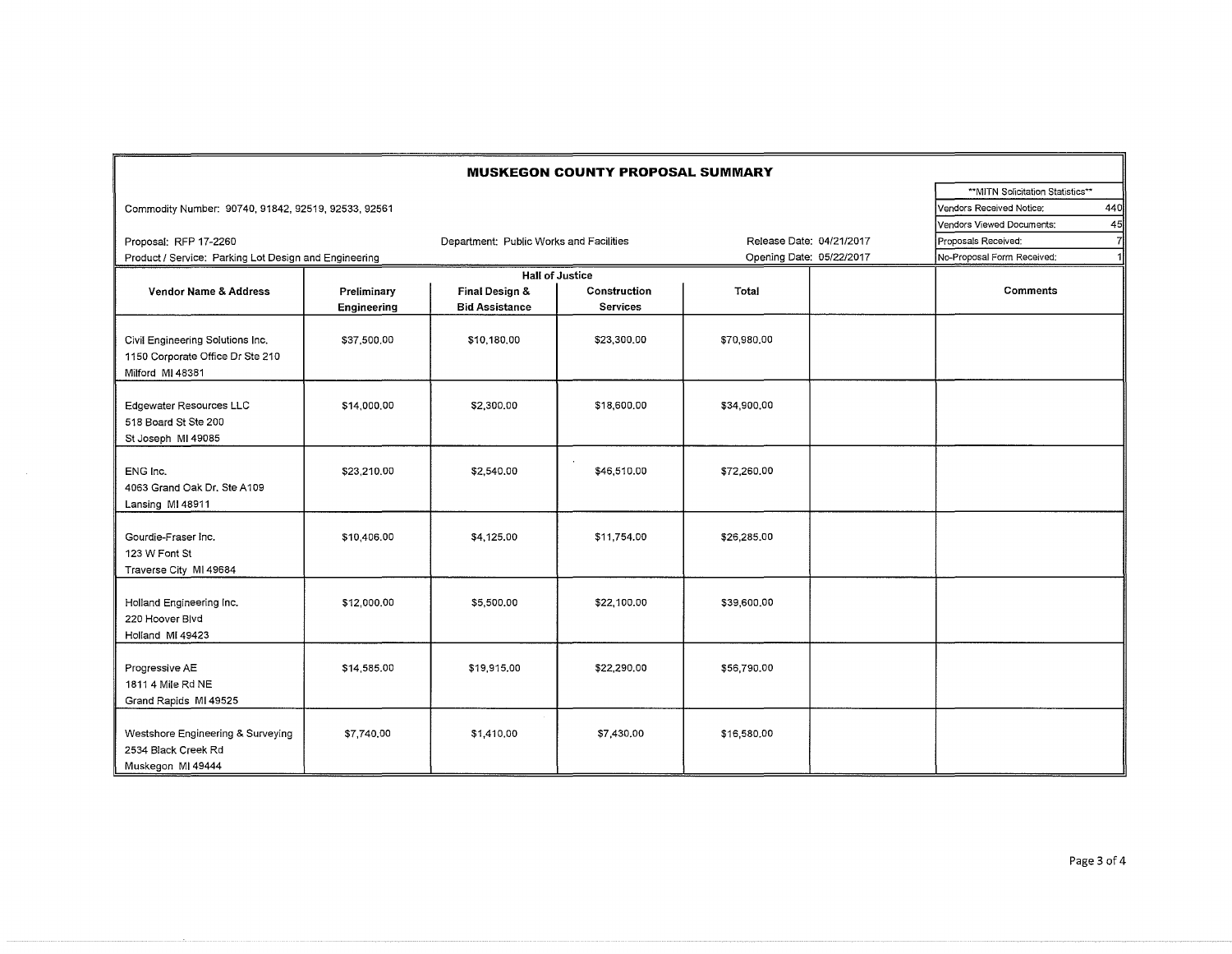# MUSKEGON COUNTY PROPOSAL SUMMARY

| **MITN Solicitation Statistics** | |
|---|---|
| Vendors Received Notice: | 440 |
| Vendors Viewed Documents: | 45 |
| Proposals Received: | 7 |
| No-Proposal Form Received: | 1 |

Commodity Number: 90740, 91842, 92519, 92533, 92561

Proposal: RFP 17-2260

Department: Public Works and Facilities

Release Date: 04/21/2017

Product / Service: Parking Lot Design and Engineering

Opening Date: 05/22/2017

| Vendor Name & Address | Hall of Justice | | | | | Comments |
|---|---|---|---|---|---|---|
| | Preliminary Engineering | Final Design & Bid Assistance | Construction Services | Total | | |
| Civil Engineering Solutions Inc.<br>1150 Corporate Office Dr Ste 210<br>Milford MI 48381 | $37,500.00 | $10,180.00 | $23,300.00 | $70,980.00 | | |
| Edgewater Resources LLC<br>518 Board St Ste 200<br>St Joseph MI 49085 | $14,000.00 | $2,300.00 | $18,600.00 | $34,900.00 | | |
| ENG Inc.<br>4063 Grand Oak Dr. Ste A109<br>Lansing MI 48911 | $23,210.00 | $2,540.00 | $46,510.00 | $72,260.00 | | |
| Gourdie-Fraser Inc.<br>123 W Font St<br>Traverse City MI 49684 | $10,406.00 | $4,125.00 | $11,754.00 | $26,285.00 | | |
| Holland Engineering Inc.<br>220 Hoover Blvd<br>Holland MI 49423 | $12,000.00 | $5,500.00 | $22,100.00 | $39,600.00 | | |
| Progressive AE<br>1811 4 Mile Rd NE<br>Grand Rapids MI 49525 | $14,585.00 | $19,915.00 | $22,290.00 | $56,790.00 | | |
| Westshore Engineering & Surveying<br>2534 Black Creek Rd<br>Muskegon MI 49444 | $7,740.00 | $1,410.00 | $7,430.00 | $16,580.00 | | |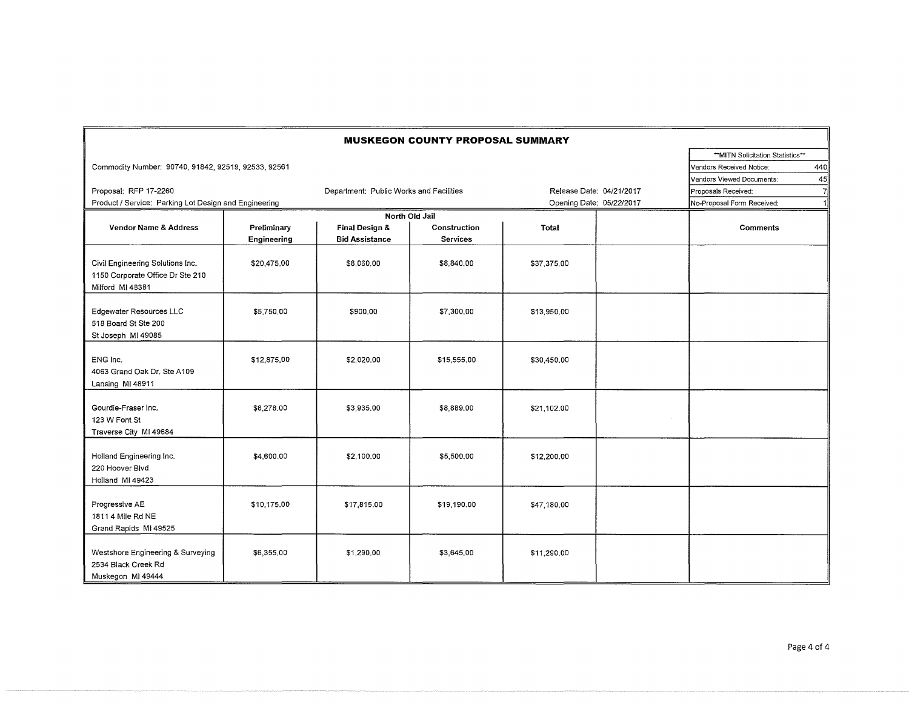## MUSKEGON COUNTY PROPOSAL SUMMARY

Commodity Number: 90740, 91842, 92519, 92533, 92561

Proposal: RFP 17-2260

Department: Public Works and Facilities

Release Date: 04/21/2017

Product / Service: Parking Lot Design and Engineering

Opening Date: 05/22/2017

| **MITN Solicitation Statistics** | |
|---|---|
| Vendors Received Notice: | 440 |
| Vendors Viewed Documents: | 45 |
| Proposals Received: | 7 |
| No-Proposal Form Received: | 1 |

| Vendor Name & Address | North Old Jail | | | | | Comments |
|---|---|---|---|---|---|---|
| | Preliminary Engineering | Final Design & Bid Assistance | Construction Services | Total | | |
| Civil Engineering Solutions Inc.<br>1150 Corporate Office Dr Ste 210<br>Milford MI 48381 | $20,475.00 | $8,060.00 | $8,840.00 | $37,375.00 | | |
| Edgewater Resources LLC<br>518 Board St Ste 200<br>St Joseph MI 49085 | $5,750.00 | $900.00 | $7,300.00 | $13,950.00 | | |
| ENG Inc.<br>4063 Grand Oak Dr. Ste A109<br>Lansing MI 48911 | $12,875.00 | $2,020.00 | $15,555.00 | $30,450.00 | | |
| Gourdie-Fraser Inc.<br>123 W Font St<br>Traverse City MI 49684 | $8,278.00 | $3,935.00 | $8,889.00 | $21,102.00 | | |
| Holland Engineering Inc.<br>220 Hoover Blvd<br>Holland MI 49423 | $4,600.00 | $2,100.00 | $5,500.00 | $12,200.00 | | |
| Progressive AE<br>1811 4 Mile Rd NE<br>Grand Rapids MI 49525 | $10,175.00 | $17,815.00 | $19,190.00 | $47,180.00 | | |
| Westshore Engineering & Surveying<br>2534 Black Creek Rd<br>Muskegon MI 49444 | $6,355.00 | $1,290.00 | $3,645.00 | $11,290.00 | | |